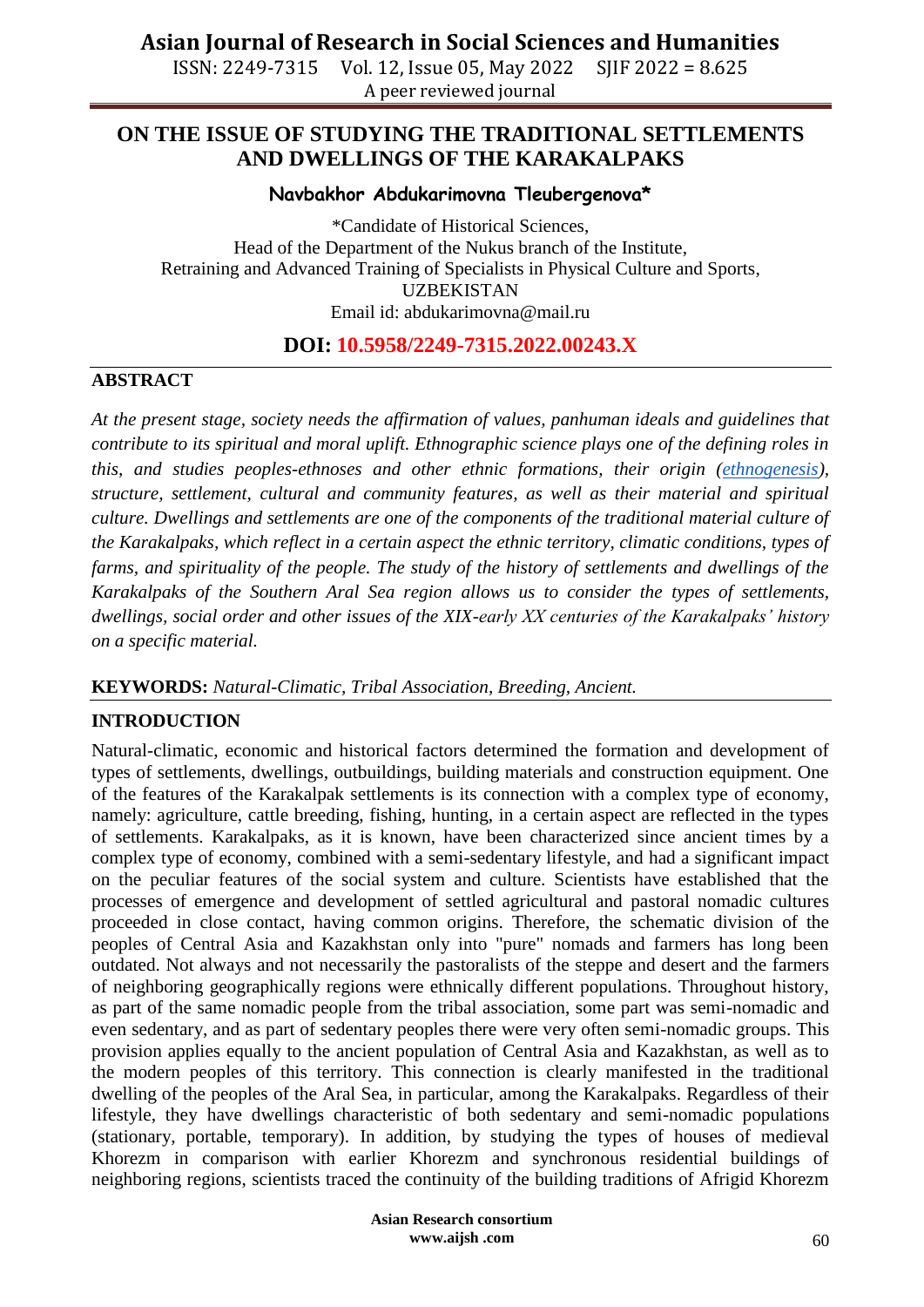# ON THE ISSUE OF STUDYING THE TRADITIONAL SETTLEMENTS AND DWELLINGS OF THE KARAKALPAKS

**Navbakhor Abdukarimovna Tleubergenova***

*Candidate of Historical Sciences,
Head of the Department of the Nukus branch of the Institute,
Retraining and Advanced Training of Specialists in Physical Culture and Sports,
UZBEKISTAN
Email id: abdukarimovna@mail.ru

**DOI: 10.5958/2249-7315.2022.00243.X**

## ABSTRACT

*At the present stage, society needs the affirmation of values, panhuman ideals and guidelines that contribute to its spiritual and moral uplift. Ethnographic science plays one of the defining roles in this, and studies peoples-ethnoses and other ethnic formations, their origin (ethnogenesis), structure, settlement, cultural and community features, as well as their material and spiritual culture. Dwellings and settlements are one of the components of the traditional material culture of the Karakalpaks, which reflect in a certain aspect the ethnic territory, climatic conditions, types of farms, and spirituality of the people. The study of the history of settlements and dwellings of the Karakalpaks of the Southern Aral Sea region allows us to consider the types of settlements, dwellings, social order and other issues of the XIX-early XX centuries of the Karakalpaks' history on a specific material.*

**KEYWORDS:** *Natural-Climatic, Tribal Association, Breeding, Ancient.*

## INTRODUCTION

Natural-climatic, economic and historical factors determined the formation and development of types of settlements, dwellings, outbuildings, building materials and construction equipment. One of the features of the Karakalpak settlements is its connection with a complex type of economy, namely: agriculture, cattle breeding, fishing, hunting, in a certain aspect are reflected in the types of settlements. Karakalpaks, as it is known, have been characterized since ancient times by a complex type of economy, combined with a semi-sedentary lifestyle, and had a significant impact on the peculiar features of the social system and culture. Scientists have established that the processes of emergence and development of settled agricultural and pastoral nomadic cultures proceeded in close contact, having common origins. Therefore, the schematic division of the peoples of Central Asia and Kazakhstan only into "pure" nomads and farmers has long been outdated. Not always and not necessarily the pastoralists of the steppe and desert and the farmers of neighboring geographically regions were ethnically different populations. Throughout history, as part of the same nomadic people from the tribal association, some part was semi-nomadic and even sedentary, and as part of sedentary peoples there were very often semi-nomadic groups. This provision applies equally to the ancient population of Central Asia and Kazakhstan, as well as to the modern peoples of this territory. This connection is clearly manifested in the traditional dwelling of the peoples of the Aral Sea, in particular, among the Karakalpaks. Regardless of their lifestyle, they have dwellings characteristic of both sedentary and semi-nomadic populations (stationary, portable, temporary). In addition, by studying the types of houses of medieval Khorezm in comparison with earlier Khorezm and synchronous residential buildings of neighboring regions, scientists traced the continuity of the building traditions of Afrigid Khorezm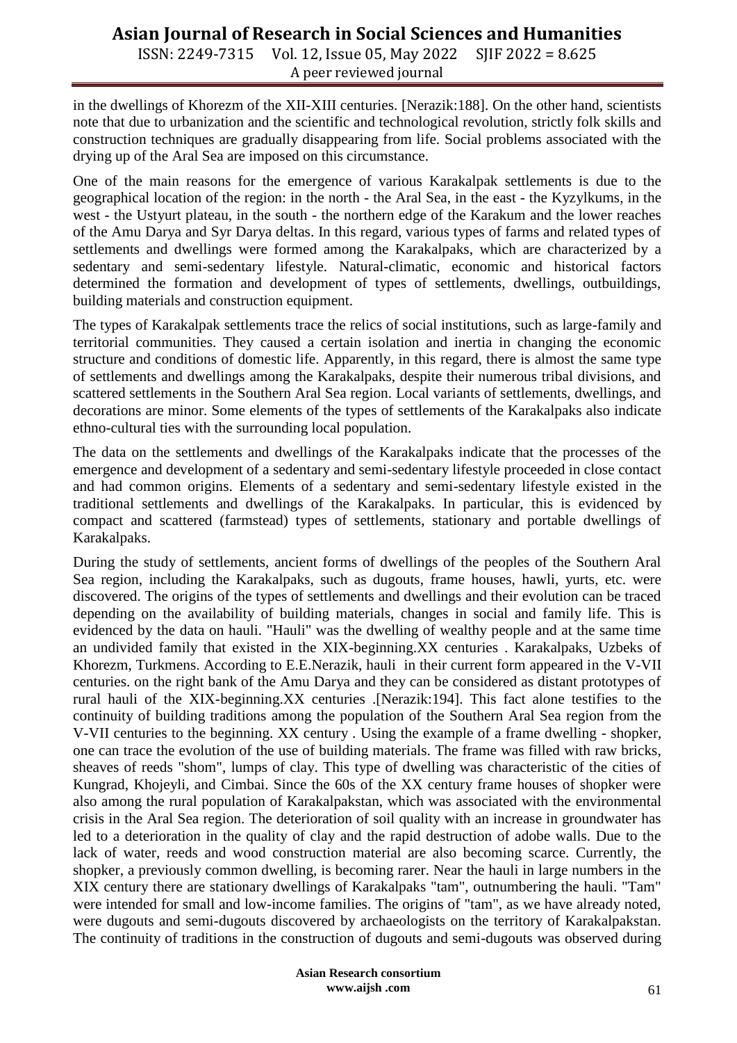in the dwellings of Khorezm of the XII-XIII centuries. [Nerazik:188]. On the other hand, scientists note that due to urbanization and the scientific and technological revolution, strictly folk skills and construction techniques are gradually disappearing from life. Social problems associated with the drying up of the Aral Sea are imposed on this circumstance.

One of the main reasons for the emergence of various Karakalpak settlements is due to the geographical location of the region: in the north - the Aral Sea, in the east - the Kyzylkums, in the west - the Ustyurt plateau, in the south - the northern edge of the Karakum and the lower reaches of the Amu Darya and Syr Darya deltas. In this regard, various types of farms and related types of settlements and dwellings were formed among the Karakalpaks, which are characterized by a sedentary and semi-sedentary lifestyle. Natural-climatic, economic and historical factors determined the formation and development of types of settlements, dwellings, outbuildings, building materials and construction equipment.

The types of Karakalpak settlements trace the relics of social institutions, such as large-family and territorial communities. They caused a certain isolation and inertia in changing the economic structure and conditions of domestic life. Apparently, in this regard, there is almost the same type of settlements and dwellings among the Karakalpaks, despite their numerous tribal divisions, and scattered settlements in the Southern Aral Sea region. Local variants of settlements, dwellings, and decorations are minor. Some elements of the types of settlements of the Karakalpaks also indicate ethno-cultural ties with the surrounding local population.

The data on the settlements and dwellings of the Karakalpaks indicate that the processes of the emergence and development of a sedentary and semi-sedentary lifestyle proceeded in close contact and had common origins. Elements of a sedentary and semi-sedentary lifestyle existed in the traditional settlements and dwellings of the Karakalpaks. In particular, this is evidenced by compact and scattered (farmstead) types of settlements, stationary and portable dwellings of Karakalpaks.

During the study of settlements, ancient forms of dwellings of the peoples of the Southern Aral Sea region, including the Karakalpaks, such as dugouts, frame houses, hawli, yurts, etc. were discovered. The origins of the types of settlements and dwellings and their evolution can be traced depending on the availability of building materials, changes in social and family life. This is evidenced by the data on hauli. "Hauli" was the dwelling of wealthy people and at the same time an undivided family that existed in the XIX-beginning.XX centuries . Karakalpaks, Uzbeks of Khorezm, Turkmens. According to E.E.Nerazik, hauli in their current form appeared in the V-VII centuries. on the right bank of the Amu Darya and they can be considered as distant prototypes of rural hauli of the XIX-beginning.XX centuries .[Nerazik:194]. This fact alone testifies to the continuity of building traditions among the population of the Southern Aral Sea region from the V-VII centuries to the beginning. XX century . Using the example of a frame dwelling - shopker, one can trace the evolution of the use of building materials. The frame was filled with raw bricks, sheaves of reeds "shom", lumps of clay. This type of dwelling was characteristic of the cities of Kungrad, Khojeyli, and Cimbai. Since the 60s of the XX century frame houses of shopker were also among the rural population of Karakalpakstan, which was associated with the environmental crisis in the Aral Sea region. The deterioration of soil quality with an increase in groundwater has led to a deterioration in the quality of clay and the rapid destruction of adobe walls. Due to the lack of water, reeds and wood construction material are also becoming scarce. Currently, the shopker, a previously common dwelling, is becoming rarer. Near the hauli in large numbers in the XIX century there are stationary dwellings of Karakalpaks "tam", outnumbering the hauli. "Tam" were intended for small and low-income families. The origins of "tam", as we have already noted, were dugouts and semi-dugouts discovered by archaeologists on the territory of Karakalpakstan. The continuity of traditions in the construction of dugouts and semi-dugouts was observed during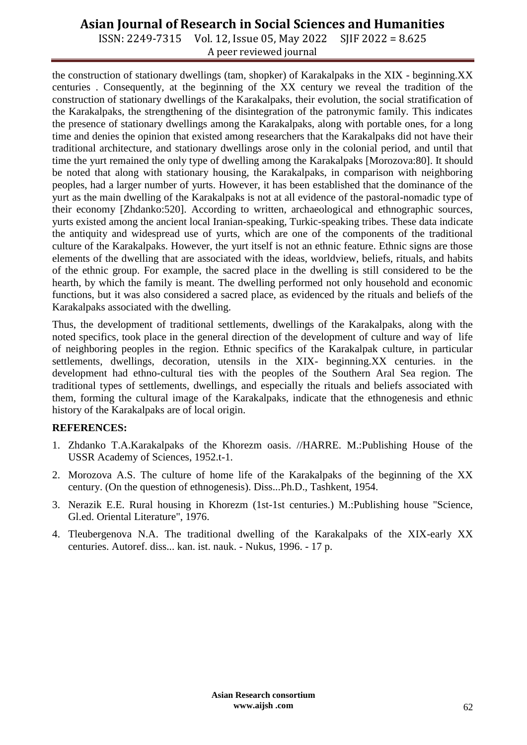the construction of stationary dwellings (tam, shopker) of Karakalpaks in the XIX - beginning.XX centuries . Consequently, at the beginning of the XX century we reveal the tradition of the construction of stationary dwellings of the Karakalpaks, their evolution, the social stratification of the Karakalpaks, the strengthening of the disintegration of the patronymic family. This indicates the presence of stationary dwellings among the Karakalpaks, along with portable ones, for a long time and denies the opinion that existed among researchers that the Karakalpaks did not have their traditional architecture, and stationary dwellings arose only in the colonial period, and until that time the yurt remained the only type of dwelling among the Karakalpaks [Morozova:80]. It should be noted that along with stationary housing, the Karakalpaks, in comparison with neighboring peoples, had a larger number of yurts. However, it has been established that the dominance of the yurt as the main dwelling of the Karakalpaks is not at all evidence of the pastoral-nomadic type of their economy [Zhdanko:520]. According to written, archaeological and ethnographic sources, yurts existed among the ancient local Iranian-speaking, Turkic-speaking tribes. These data indicate the antiquity and widespread use of yurts, which are one of the components of the traditional culture of the Karakalpaks. However, the yurt itself is not an ethnic feature. Ethnic signs are those elements of the dwelling that are associated with the ideas, worldview, beliefs, rituals, and habits of the ethnic group. For example, the sacred place in the dwelling is still considered to be the hearth, by which the family is meant. The dwelling performed not only household and economic functions, but it was also considered a sacred place, as evidenced by the rituals and beliefs of the Karakalpaks associated with the dwelling.

Thus, the development of traditional settlements, dwellings of the Karakalpaks, along with the noted specifics, took place in the general direction of the development of culture and way of life of neighboring peoples in the region. Ethnic specifics of the Karakalpak culture, in particular settlements, dwellings, decoration, utensils in the XIX- beginning.XX centuries. in the development had ethno-cultural ties with the peoples of the Southern Aral Sea region. The traditional types of settlements, dwellings, and especially the rituals and beliefs associated with them, forming the cultural image of the Karakalpaks, indicate that the ethnogenesis and ethnic history of the Karakalpaks are of local origin.

**REFERENCES:**

1. Zhdanko T.A.Karakalpaks of the Khorezm oasis. //HARRE. M.:Publishing House of the USSR Academy of Sciences, 1952.t-1.
2. Morozova A.S. The culture of home life of the Karakalpaks of the beginning of the XX century. (On the question of ethnogenesis). Diss...Ph.D., Tashkent, 1954.
3. Nerazik E.E. Rural housing in Khorezm (1st-1st centuries.) M.:Publishing house "Science, Gl.ed. Oriental Literature", 1976.
4. Tleubergenova N.A. The traditional dwelling of the Karakalpaks of the XIX-early XX centuries. Autoref. diss... kan. ist. nauk. - Nukus, 1996. - 17 p.